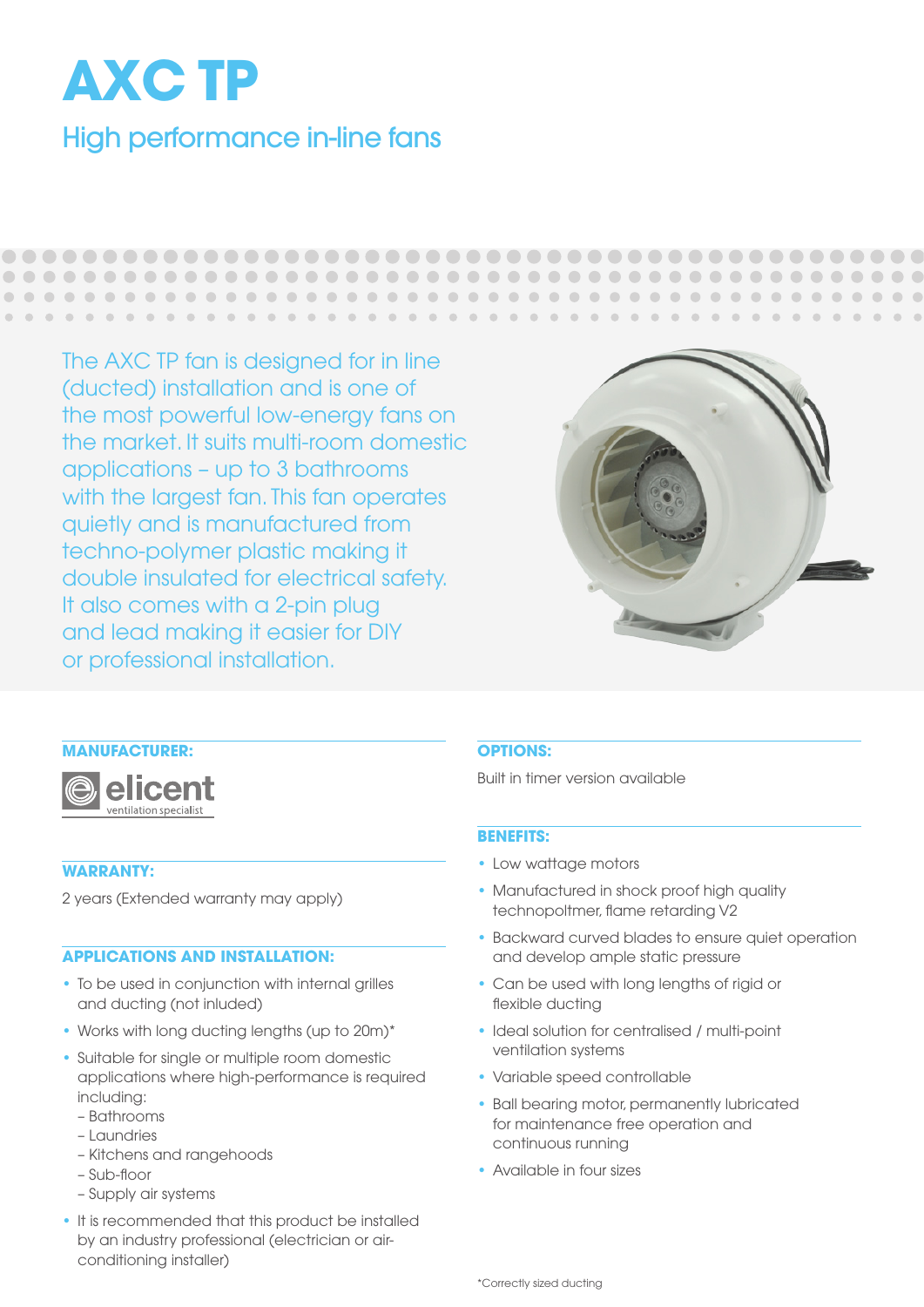# AXC TP

## High performance in-line fans

The AXC TP fan is designed for in line (ducted) installation and is one of the most powerful low-energy fans on the market. It suits multi-room domestic applications – up to 3 bathrooms with the largest fan. This fan operates quietly and is manufactured from techno-polymer plastic making it double insulated for electrical safety. It also comes with a 2-pin plug and lead making it easier for DIY or professional installation.

### MANUFACTURER:

elicent
ventilation specialist

### WARRANTY:

2 years (Extended warranty may apply)

### APPLICATIONS AND INSTALLATION:

- To be used in conjunction with internal grilles and ducting (not inluded)
- Works with long ducting lengths (up to 20m)*
- Suitable for single or multiple room domestic applications where high-performance is required including:
  - Bathrooms
  - Laundries
  - Kitchens and rangehoods
  - Sub-floor
  - Supply air systems
- It is recommended that this product be installed by an industry professional (electrician or air-conditioning installer)

### OPTIONS:

Built in timer version available

### BENEFITS:

- Low wattage motors
- Manufactured in shock proof high quality technopoltmer, flame retarding V2
- Backward curved blades to ensure quiet operation and develop ample static pressure
- Can be used with long lengths of rigid or flexible ducting
- Ideal solution for centralised / multi-point ventilation systems
- Variable speed controllable
- Ball bearing motor, permanently lubricated for maintenance free operation and continuous running
- Available in four sizes

*Correctly sized ducting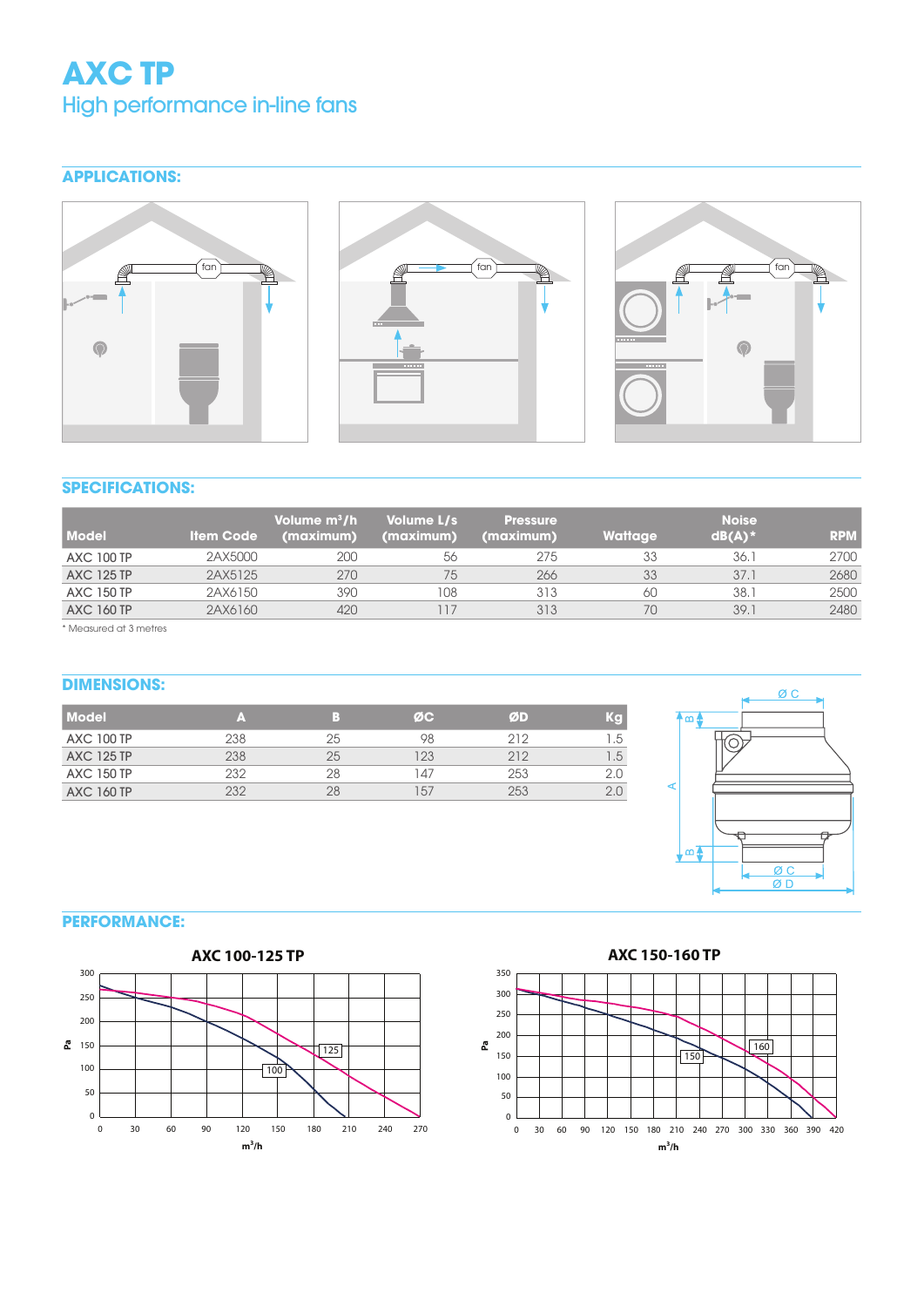# AXC TP

High performance in-line fans

## APPLICATIONS:

fan

fan

fan

## SPECIFICATIONS:

| Model | Item Code | Volume m³/h (maximum) | Volume L/s (maximum) | Pressure (maximum) | Wattage | Noise dB(A)* | RPM |
|---|---|---|---|---|---|---|---|
| AXC 100 TP | 2AX5000 | 200 | 56 | 275 | 33 | 36.1 | 2700 |
| AXC 125 TP | 2AX5125 | 270 | 75 | 266 | 33 | 37.1 | 2680 |
| AXC 150 TP | 2AX6150 | 390 | 108 | 313 | 60 | 38.1 | 2500 |
| AXC 160 TP | 2AX6160 | 420 | 117 | 313 | 70 | 39.1 | 2480 |

\* Measured at 3 metres

## DIMENSIONS:

| Model | A | B | ØC | ØD | Kg |
|---|---|---|---|---|---|
| AXC 100 TP | 238 | 25 | 98 | 212 | 1.5 |
| AXC 125 TP | 238 | 25 | 123 | 212 | 1.5 |
| AXC 150 TP | 232 | 28 | 147 | 253 | 2.0 |
| AXC 160 TP | 232 | 28 | 157 | 253 | 2.0 |

Ø C
B
A
B
Ø C
Ø D

## PERFORMANCE:

**AXC 100-125 TP**

Pa
300
250
200
150
100
50
0

0 30 60 90 120 150 180 210 240 270

m³/h

125
100

**AXC 150-160 TP**

Pa
350
300
250
200
150
100
50
0

0 30 60 90 120 150 180 210 240 270 300 330 360 390 420

m³/h

160
150